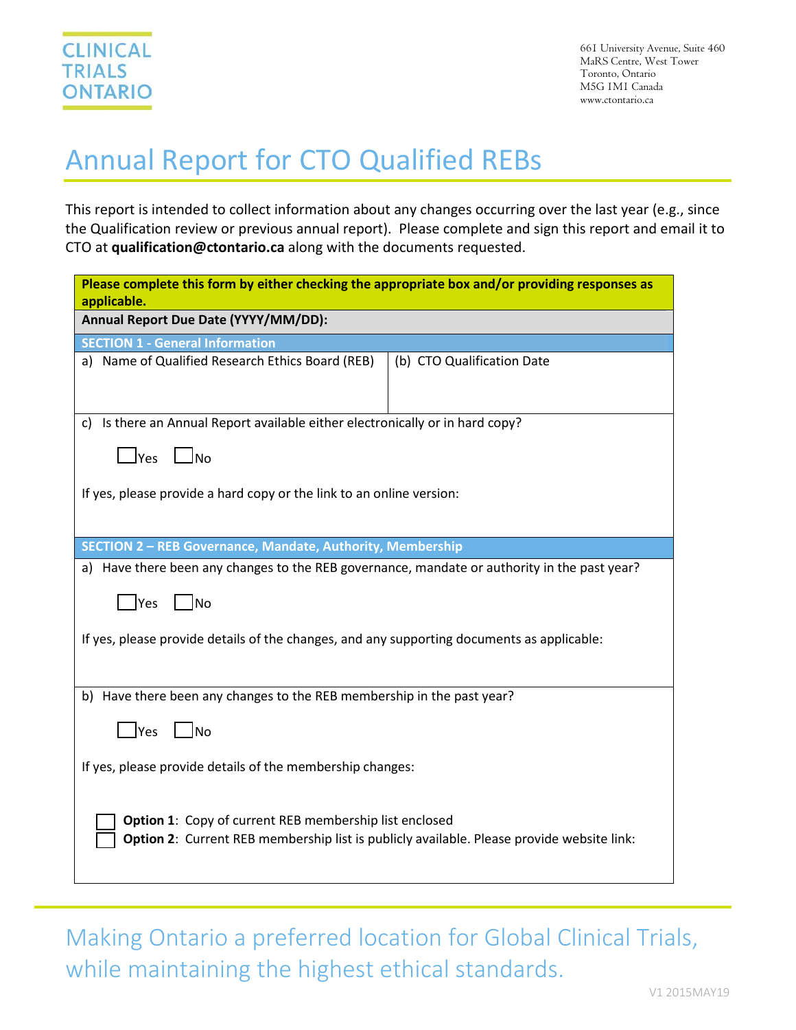CLINICAL TRIALS ONTARIO

661 University Avenue, Suite 460
MaRS Centre, West Tower
Toronto, Ontario
M5G 1M1 Canada
www.ctontario.ca

# Annual Report for CTO Qualified REBs

This report is intended to collect information about any changes occurring over the last year (e.g., since the Qualification review or previous annual report). Please complete and sign this report and email it to CTO at **qualification@ctontario.ca** along with the documents requested.

**Please complete this form by either checking the appropriate box and/or providing responses as applicable.**

**Annual Report Due Date (YYYY/MM/DD):**

## SECTION 1 - General Information

| a) Name of Qualified Research Ethics Board (REB) | (b) CTO Qualification Date |
| --- | --- |
| | |

c) Is there an Annual Report available either electronically or in hard copy?

☐ Yes ☐ No

If yes, please provide a hard copy or the link to an online version:

## SECTION 2 – REB Governance, Mandate, Authority, Membership

a) Have there been any changes to the REB governance, mandate or authority in the past year?

☐ Yes ☐ No

If yes, please provide details of the changes, and any supporting documents as applicable:

b) Have there been any changes to the REB membership in the past year?

☐ Yes ☐ No

If yes, please provide details of the membership changes:

☐ **Option 1**: Copy of current REB membership list enclosed
☐ **Option 2**: Current REB membership list is publicly available. Please provide website link:

Making Ontario a preferred location for Global Clinical Trials, while maintaining the highest ethical standards.

V1 2015MAY19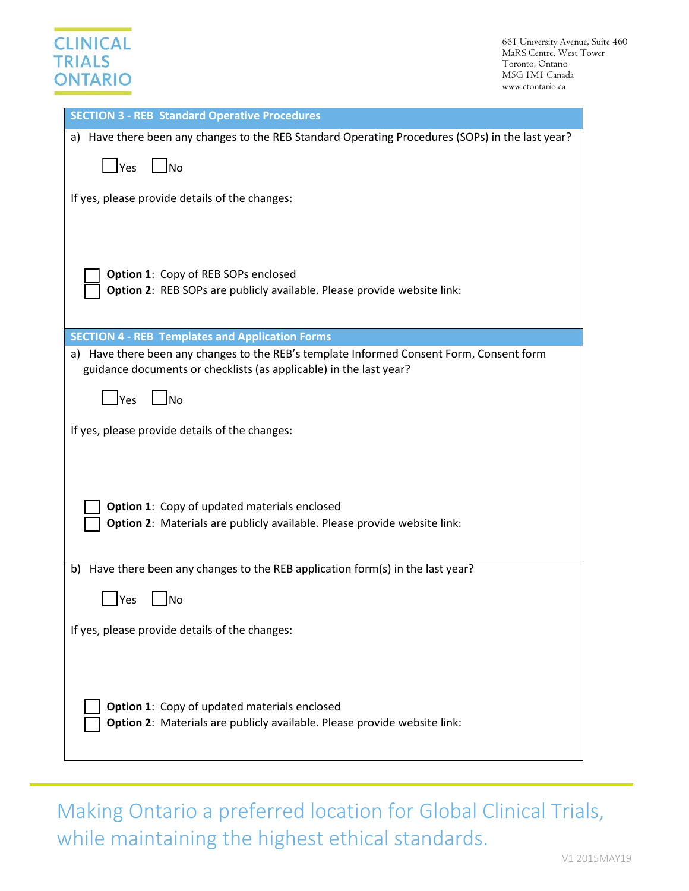## SECTION 3 - REB Standard Operative Procedures

a) Have there been any changes to the REB Standard Operating Procedures (SOPs) in the last year?

☐ Yes ☐ No

If yes, please provide details of the changes:

☐ **Option 1**: Copy of REB SOPs enclosed
☐ **Option 2**: REB SOPs are publicly available. Please provide website link:

## SECTION 4 - REB Templates and Application Forms

a) Have there been any changes to the REB's template Informed Consent Form, Consent form guidance documents or checklists (as applicable) in the last year?

☐ Yes ☐ No

If yes, please provide details of the changes:

☐ **Option 1**: Copy of updated materials enclosed
☐ **Option 2**: Materials are publicly available. Please provide website link:

b) Have there been any changes to the REB application form(s) in the last year?

☐ Yes ☐ No

If yes, please provide details of the changes:

☐ **Option 1**: Copy of updated materials enclosed
☐ **Option 2**: Materials are publicly available. Please provide website link: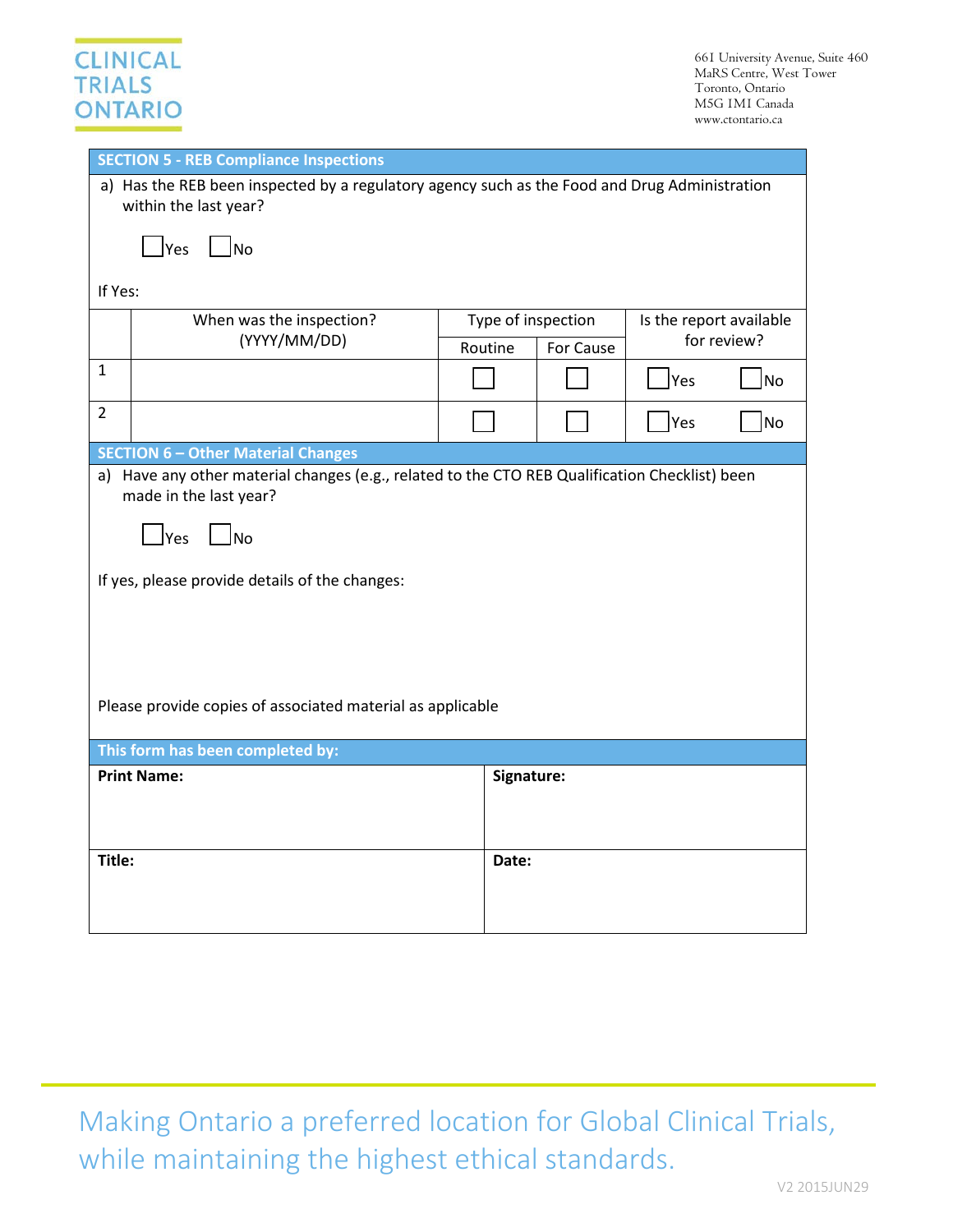## SECTION 5 - REB Compliance Inspections

a) Has the REB been inspected by a regulatory agency such as the Food and Drug Administration within the last year?

☐ Yes ☐ No

If Yes:

| | When was the inspection? (YYYY/MM/DD) | Type of inspection | | Is the report available for review? |
|---|---|---|---|---|
| | | Routine | For Cause | |
| 1 | | ☐ | ☐ | ☐ Yes ☐ No |
| 2 | | ☐ | ☐ | ☐ Yes ☐ No |

## SECTION 6 – Other Material Changes

a) Have any other material changes (e.g., related to the CTO REB Qualification Checklist) been made in the last year?

☐ Yes ☐ No

If yes, please provide details of the changes:

Please provide copies of associated material as applicable

## This form has been completed by:

| | |
|---|---|
| **Print Name:** | **Signature:** |
| **Title:** | **Date:** |

Making Ontario a preferred location for Global Clinical Trials, while maintaining the highest ethical standards.

V2 2015JUN29